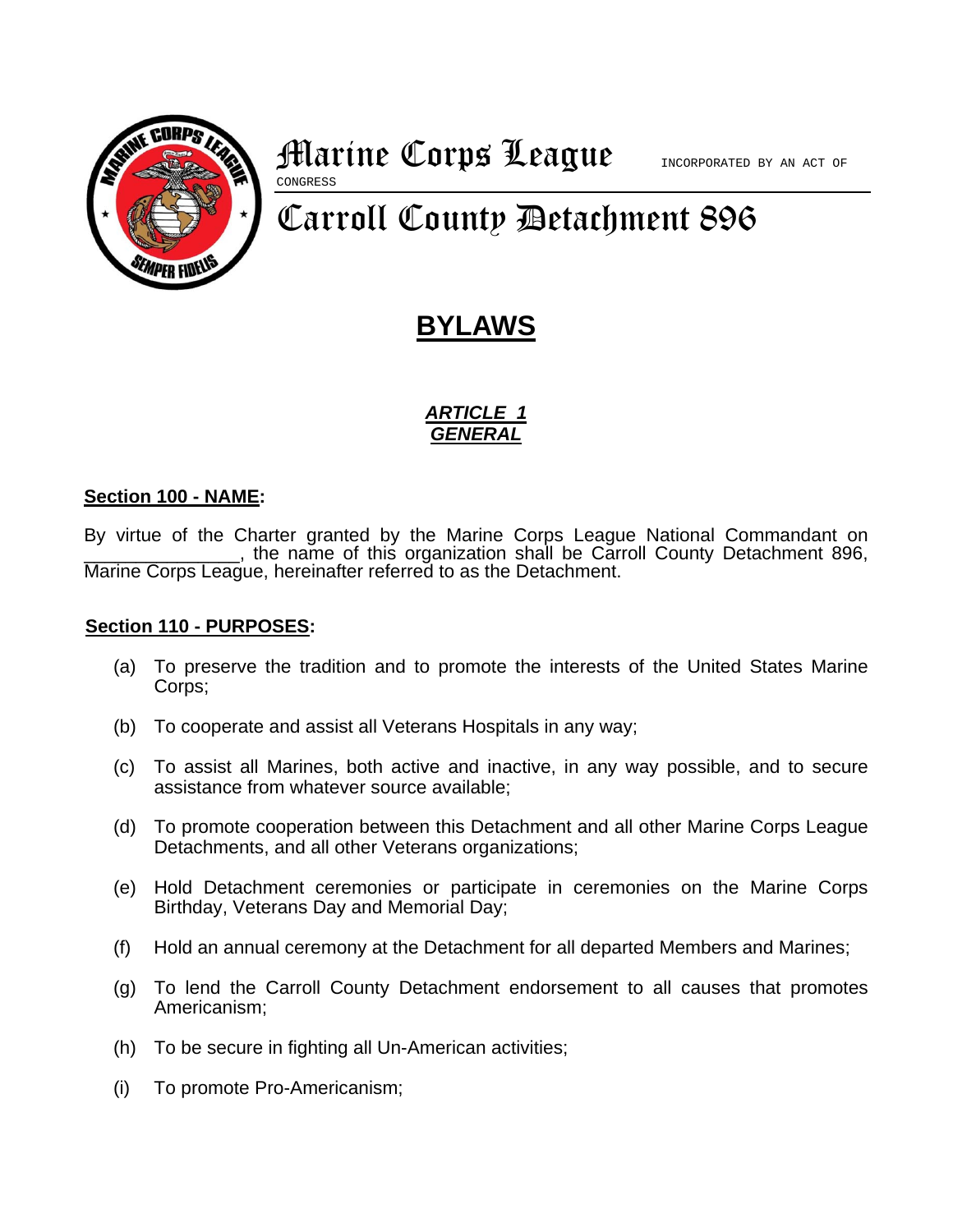# Marine Corps League

INCORPORATED BY AN ACT OF CONGRESS

# Carroll County Detachment 896

## BYLAWS

### *ARTICLE 1*
### *GENERAL*

**Section 100 - NAME:**

By virtue of the Charter granted by the Marine Corps League National Commandant on _______________, the name of this organization shall be Carroll County Detachment 896, Marine Corps League, hereinafter referred to as the Detachment.

**Section 110 - PURPOSES:**

(a) To preserve the tradition and to promote the interests of the United States Marine Corps;

(b) To cooperate and assist all Veterans Hospitals in any way;

(c) To assist all Marines, both active and inactive, in any way possible, and to secure assistance from whatever source available;

(d) To promote cooperation between this Detachment and all other Marine Corps League Detachments, and all other Veterans organizations;

(e) Hold Detachment ceremonies or participate in ceremonies on the Marine Corps Birthday, Veterans Day and Memorial Day;

(f) Hold an annual ceremony at the Detachment for all departed Members and Marines;

(g) To lend the Carroll County Detachment endorsement to all causes that promotes Americanism;

(h) To be secure in fighting all Un-American activities;

(i) To promote Pro-Americanism;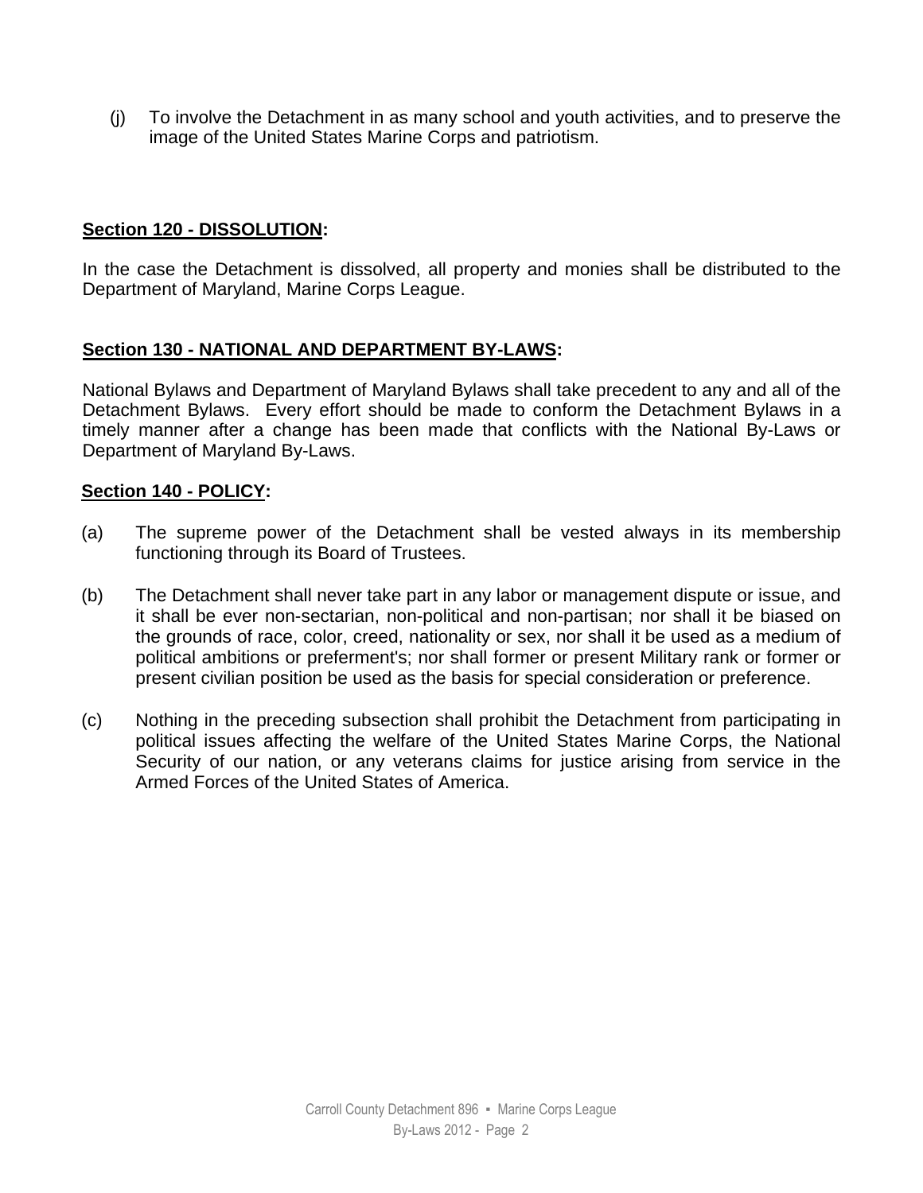(j) To involve the Detachment in as many school and youth activities, and to preserve the image of the United States Marine Corps and patriotism.

**Section 120 - DISSOLUTION:**

In the case the Detachment is dissolved, all property and monies shall be distributed to the Department of Maryland, Marine Corps League.

**Section 130 - NATIONAL AND DEPARTMENT BY-LAWS:**

National Bylaws and Department of Maryland Bylaws shall take precedent to any and all of the Detachment Bylaws. Every effort should be made to conform the Detachment Bylaws in a timely manner after a change has been made that conflicts with the National By-Laws or Department of Maryland By-Laws.

**Section 140 - POLICY:**

(a) The supreme power of the Detachment shall be vested always in its membership functioning through its Board of Trustees.

(b) The Detachment shall never take part in any labor or management dispute or issue, and it shall be ever non-sectarian, non-political and non-partisan; nor shall it be biased on the grounds of race, color, creed, nationality or sex, nor shall it be used as a medium of political ambitions or preferment's; nor shall former or present Military rank or former or present civilian position be used as the basis for special consideration or preference.

(c) Nothing in the preceding subsection shall prohibit the Detachment from participating in political issues affecting the welfare of the United States Marine Corps, the National Security of our nation, or any veterans claims for justice arising from service in the Armed Forces of the United States of America.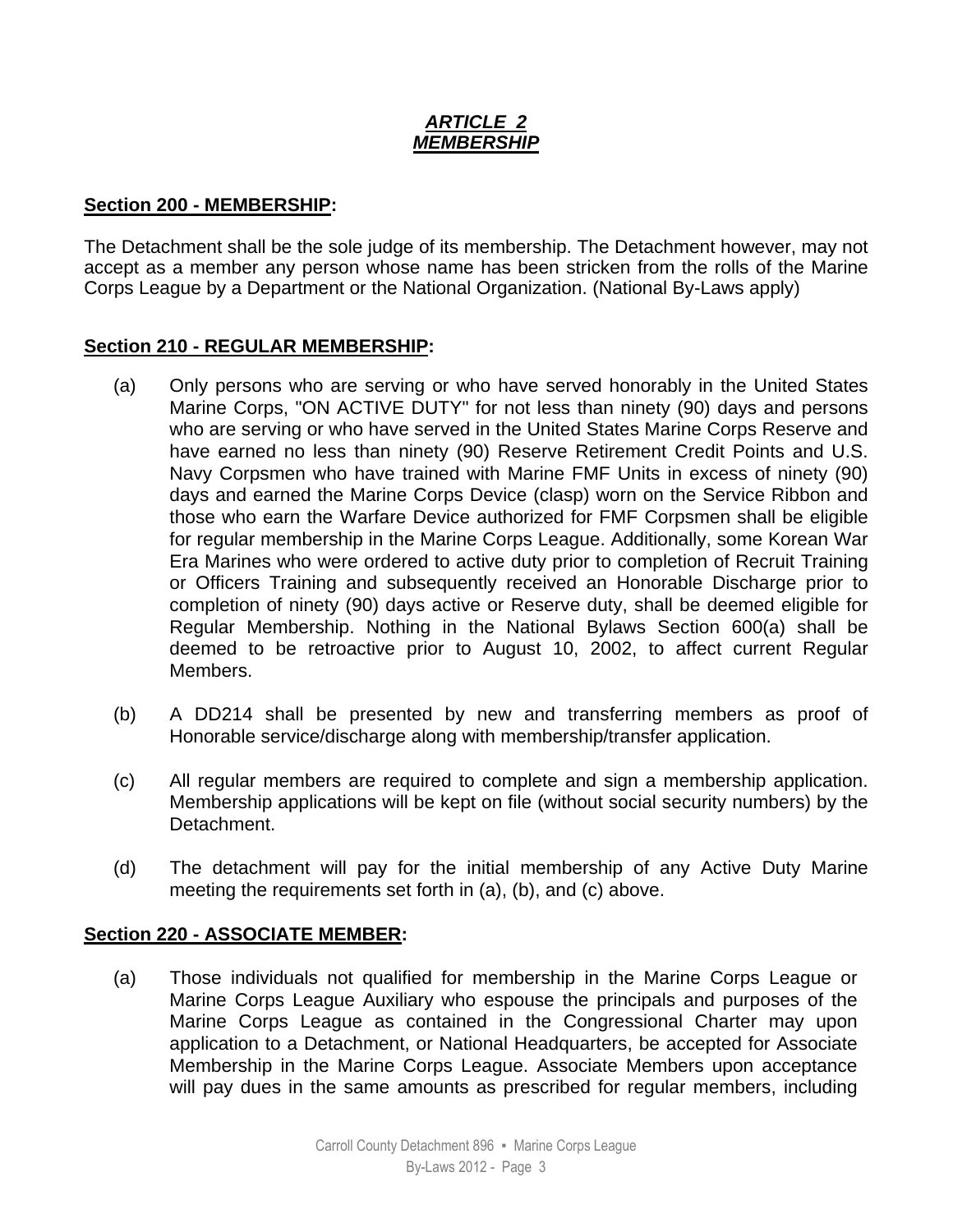## ***ARTICLE 2***
## ***MEMBERSHIP***

**Section 200 - MEMBERSHIP:**

The Detachment shall be the sole judge of its membership. The Detachment however, may not accept as a member any person whose name has been stricken from the rolls of the Marine Corps League by a Department or the National Organization. (National By-Laws apply)

**Section 210 - REGULAR MEMBERSHIP:**

(a) Only persons who are serving or who have served honorably in the United States Marine Corps, "ON ACTIVE DUTY" for not less than ninety (90) days and persons who are serving or who have served in the United States Marine Corps Reserve and have earned no less than ninety (90) Reserve Retirement Credit Points and U.S. Navy Corpsmen who have trained with Marine FMF Units in excess of ninety (90) days and earned the Marine Corps Device (clasp) worn on the Service Ribbon and those who earn the Warfare Device authorized for FMF Corpsmen shall be eligible for regular membership in the Marine Corps League. Additionally, some Korean War Era Marines who were ordered to active duty prior to completion of Recruit Training or Officers Training and subsequently received an Honorable Discharge prior to completion of ninety (90) days active or Reserve duty, shall be deemed eligible for Regular Membership. Nothing in the National Bylaws Section 600(a) shall be deemed to be retroactive prior to August 10, 2002, to affect current Regular Members.

(b) A DD214 shall be presented by new and transferring members as proof of Honorable service/discharge along with membership/transfer application.

(c) All regular members are required to complete and sign a membership application. Membership applications will be kept on file (without social security numbers) by the Detachment.

(d) The detachment will pay for the initial membership of any Active Duty Marine meeting the requirements set forth in (a), (b), and (c) above.

**Section 220 - ASSOCIATE MEMBER:**

(a) Those individuals not qualified for membership in the Marine Corps League or Marine Corps League Auxiliary who espouse the principals and purposes of the Marine Corps League as contained in the Congressional Charter may upon application to a Detachment, or National Headquarters, be accepted for Associate Membership in the Marine Corps League. Associate Members upon acceptance will pay dues in the same amounts as prescribed for regular members, including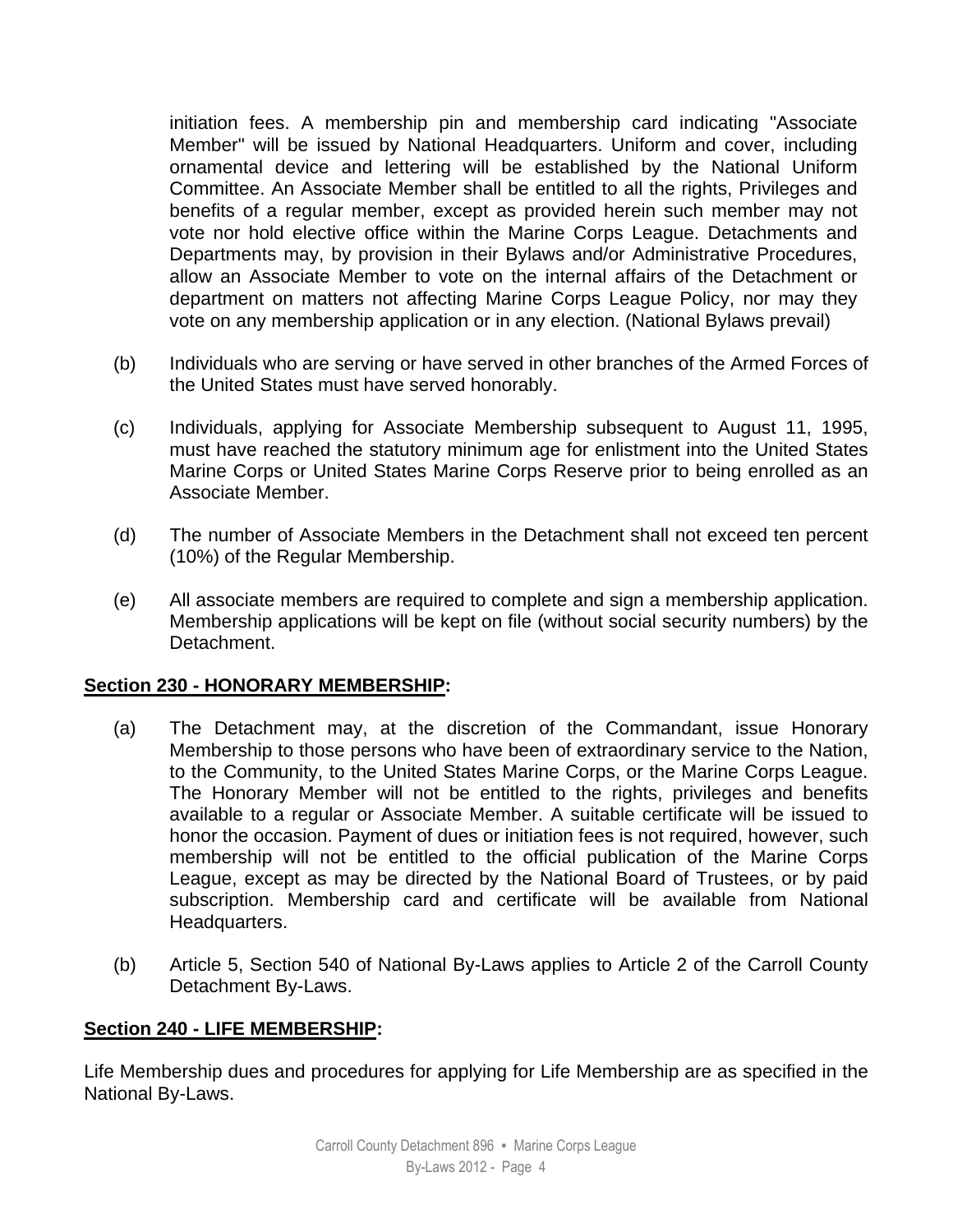initiation fees. A membership pin and membership card indicating "Associate Member" will be issued by National Headquarters. Uniform and cover, including ornamental device and lettering will be established by the National Uniform Committee. An Associate Member shall be entitled to all the rights, Privileges and benefits of a regular member, except as provided herein such member may not vote nor hold elective office within the Marine Corps League. Detachments and Departments may, by provision in their Bylaws and/or Administrative Procedures, allow an Associate Member to vote on the internal affairs of the Detachment or department on matters not affecting Marine Corps League Policy, nor may they vote on any membership application or in any election. (National Bylaws prevail)

(b) Individuals who are serving or have served in other branches of the Armed Forces of the United States must have served honorably.

(c) Individuals, applying for Associate Membership subsequent to August 11, 1995, must have reached the statutory minimum age for enlistment into the United States Marine Corps or United States Marine Corps Reserve prior to being enrolled as an Associate Member.

(d) The number of Associate Members in the Detachment shall not exceed ten percent (10%) of the Regular Membership.

(e) All associate members are required to complete and sign a membership application. Membership applications will be kept on file (without social security numbers) by the Detachment.

**Section 230 - HONORARY MEMBERSHIP:**

(a) The Detachment may, at the discretion of the Commandant, issue Honorary Membership to those persons who have been of extraordinary service to the Nation, to the Community, to the United States Marine Corps, or the Marine Corps League. The Honorary Member will not be entitled to the rights, privileges and benefits available to a regular or Associate Member. A suitable certificate will be issued to honor the occasion. Payment of dues or initiation fees is not required, however, such membership will not be entitled to the official publication of the Marine Corps League, except as may be directed by the National Board of Trustees, or by paid subscription. Membership card and certificate will be available from National Headquarters.

(b) Article 5, Section 540 of National By-Laws applies to Article 2 of the Carroll County Detachment By-Laws.

**Section 240 - LIFE MEMBERSHIP:**

Life Membership dues and procedures for applying for Life Membership are as specified in the National By-Laws.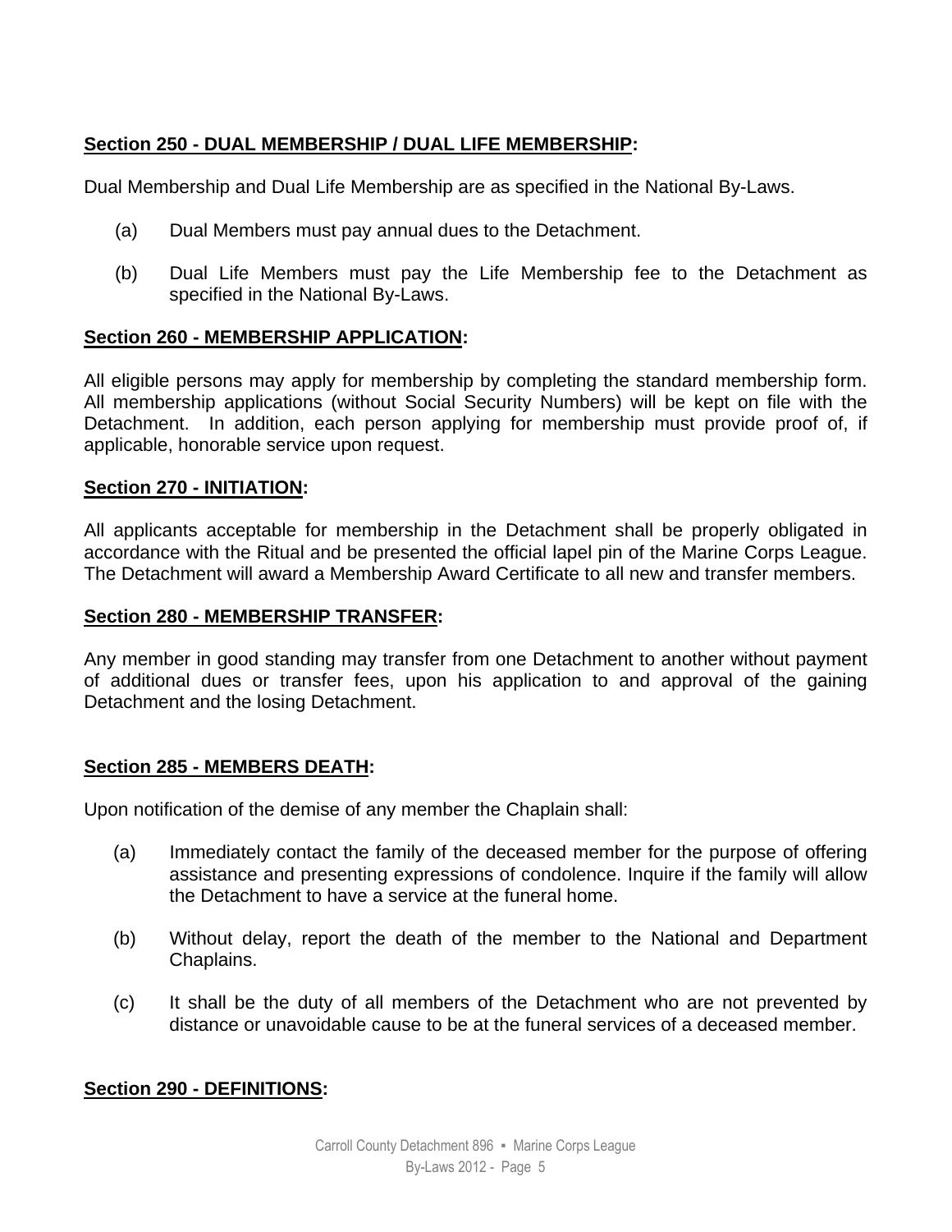**Section 250 - DUAL MEMBERSHIP / DUAL LIFE MEMBERSHIP:**

Dual Membership and Dual Life Membership are as specified in the National By-Laws.

(a) Dual Members must pay annual dues to the Detachment.

(b) Dual Life Members must pay the Life Membership fee to the Detachment as specified in the National By-Laws.

**Section 260 - MEMBERSHIP APPLICATION:**

All eligible persons may apply for membership by completing the standard membership form. All membership applications (without Social Security Numbers) will be kept on file with the Detachment. In addition, each person applying for membership must provide proof of, if applicable, honorable service upon request.

**Section 270 - INITIATION:**

All applicants acceptable for membership in the Detachment shall be properly obligated in accordance with the Ritual and be presented the official lapel pin of the Marine Corps League. The Detachment will award a Membership Award Certificate to all new and transfer members.

**Section 280 - MEMBERSHIP TRANSFER:**

Any member in good standing may transfer from one Detachment to another without payment of additional dues or transfer fees, upon his application to and approval of the gaining Detachment and the losing Detachment.

**Section 285 - MEMBERS DEATH:**

Upon notification of the demise of any member the Chaplain shall:

(a) Immediately contact the family of the deceased member for the purpose of offering assistance and presenting expressions of condolence. Inquire if the family will allow the Detachment to have a service at the funeral home.

(b) Without delay, report the death of the member to the National and Department Chaplains.

(c) It shall be the duty of all members of the Detachment who are not prevented by distance or unavoidable cause to be at the funeral services of a deceased member.

**Section 290 - DEFINITIONS:**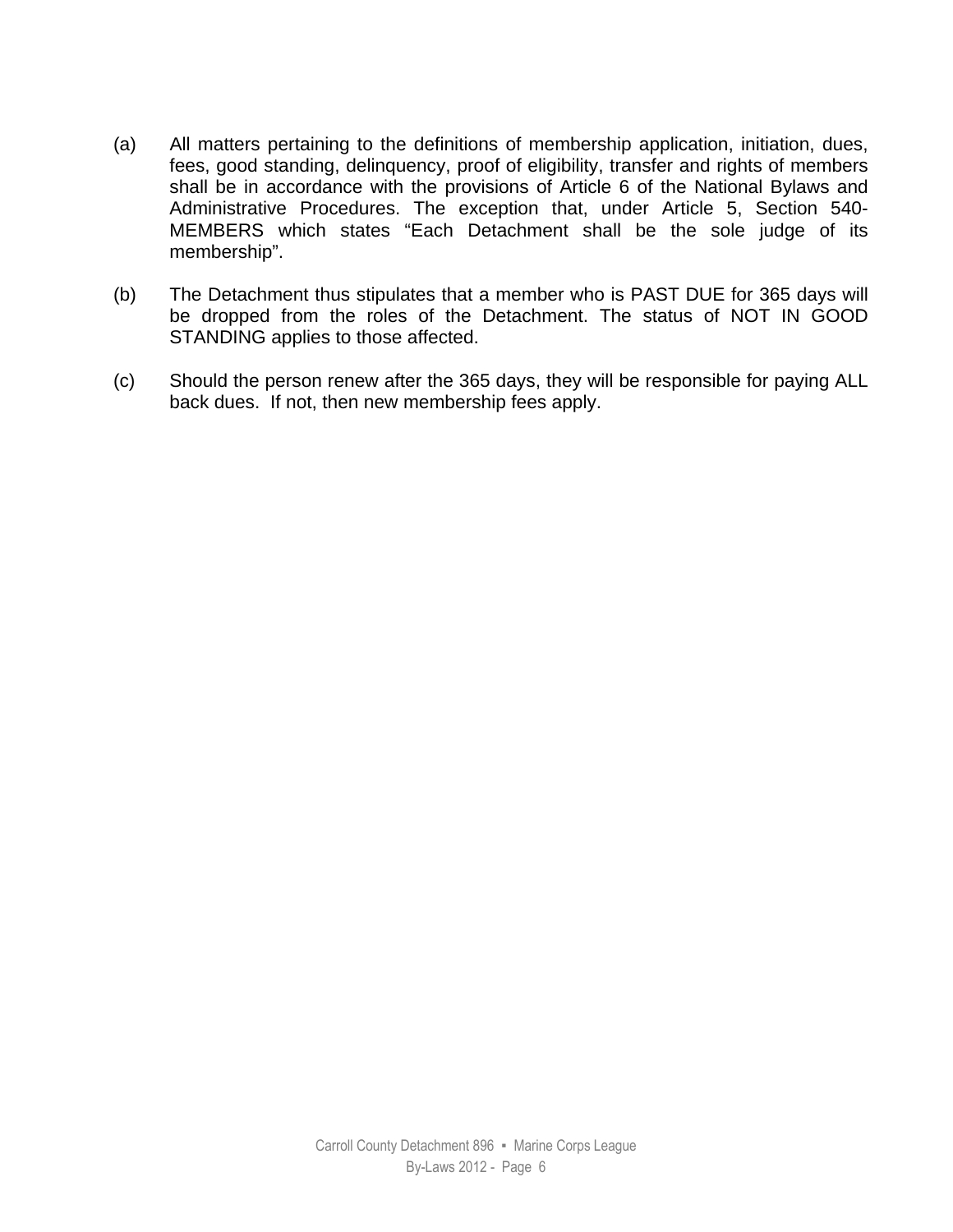(a) All matters pertaining to the definitions of membership application, initiation, dues, fees, good standing, delinquency, proof of eligibility, transfer and rights of members shall be in accordance with the provisions of Article 6 of the National Bylaws and Administrative Procedures. The exception that, under Article 5, Section 540-MEMBERS which states "Each Detachment shall be the sole judge of its membership".

(b) The Detachment thus stipulates that a member who is PAST DUE for 365 days will be dropped from the roles of the Detachment. The status of NOT IN GOOD STANDING applies to those affected.

(c) Should the person renew after the 365 days, they will be responsible for paying ALL back dues. If not, then new membership fees apply.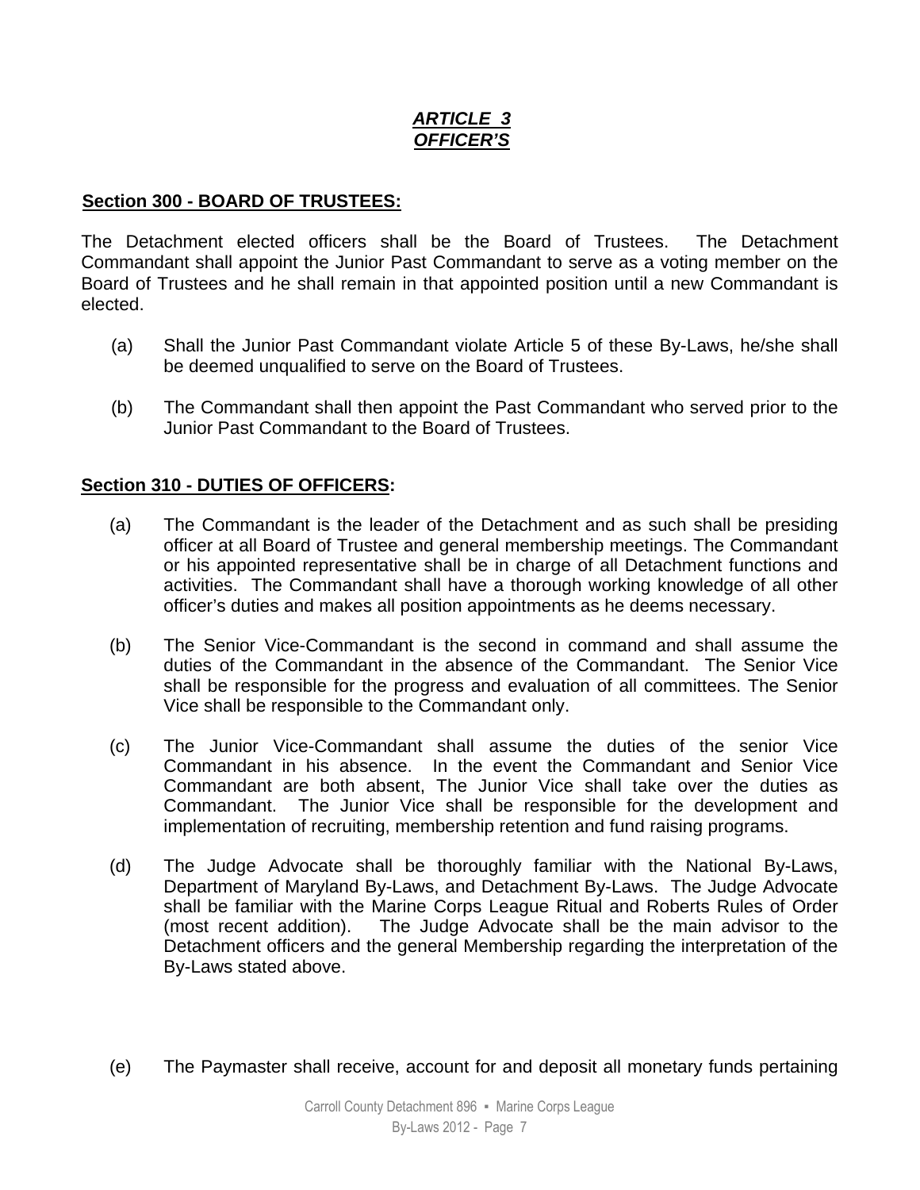## ***ARTICLE 3***
## ***OFFICER'S***

**Section 300 - BOARD OF TRUSTEES:**

The Detachment elected officers shall be the Board of Trustees. The Detachment Commandant shall appoint the Junior Past Commandant to serve as a voting member on the Board of Trustees and he shall remain in that appointed position until a new Commandant is elected.

(a) Shall the Junior Past Commandant violate Article 5 of these By-Laws, he/she shall be deemed unqualified to serve on the Board of Trustees.

(b) The Commandant shall then appoint the Past Commandant who served prior to the Junior Past Commandant to the Board of Trustees.

**Section 310 - DUTIES OF OFFICERS:**

(a) The Commandant is the leader of the Detachment and as such shall be presiding officer at all Board of Trustee and general membership meetings. The Commandant or his appointed representative shall be in charge of all Detachment functions and activities. The Commandant shall have a thorough working knowledge of all other officer's duties and makes all position appointments as he deems necessary.

(b) The Senior Vice-Commandant is the second in command and shall assume the duties of the Commandant in the absence of the Commandant. The Senior Vice shall be responsible for the progress and evaluation of all committees. The Senior Vice shall be responsible to the Commandant only.

(c) The Junior Vice-Commandant shall assume the duties of the senior Vice Commandant in his absence. In the event the Commandant and Senior Vice Commandant are both absent, The Junior Vice shall take over the duties as Commandant. The Junior Vice shall be responsible for the development and implementation of recruiting, membership retention and fund raising programs.

(d) The Judge Advocate shall be thoroughly familiar with the National By-Laws, Department of Maryland By-Laws, and Detachment By-Laws. The Judge Advocate shall be familiar with the Marine Corps League Ritual and Roberts Rules of Order (most recent addition). The Judge Advocate shall be the main advisor to the Detachment officers and the general Membership regarding the interpretation of the By-Laws stated above.

(e) The Paymaster shall receive, account for and deposit all monetary funds pertaining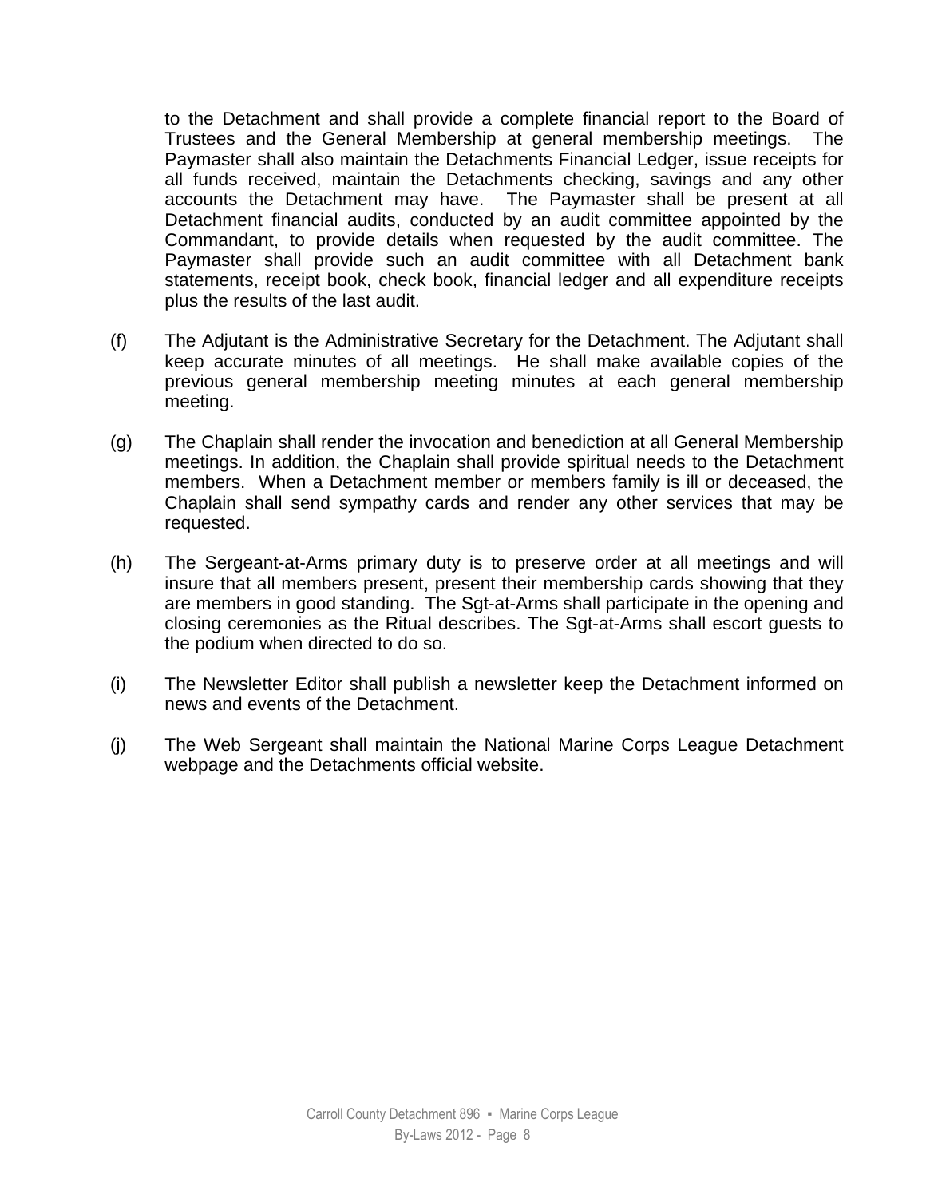to the Detachment and shall provide a complete financial report to the Board of Trustees and the General Membership at general membership meetings. The Paymaster shall also maintain the Detachments Financial Ledger, issue receipts for all funds received, maintain the Detachments checking, savings and any other accounts the Detachment may have. The Paymaster shall be present at all Detachment financial audits, conducted by an audit committee appointed by the Commandant, to provide details when requested by the audit committee. The Paymaster shall provide such an audit committee with all Detachment bank statements, receipt book, check book, financial ledger and all expenditure receipts plus the results of the last audit.

(f) The Adjutant is the Administrative Secretary for the Detachment. The Adjutant shall keep accurate minutes of all meetings. He shall make available copies of the previous general membership meeting minutes at each general membership meeting.

(g) The Chaplain shall render the invocation and benediction at all General Membership meetings. In addition, the Chaplain shall provide spiritual needs to the Detachment members. When a Detachment member or members family is ill or deceased, the Chaplain shall send sympathy cards and render any other services that may be requested.

(h) The Sergeant-at-Arms primary duty is to preserve order at all meetings and will insure that all members present, present their membership cards showing that they are members in good standing. The Sgt-at-Arms shall participate in the opening and closing ceremonies as the Ritual describes. The Sgt-at-Arms shall escort guests to the podium when directed to do so.

(i) The Newsletter Editor shall publish a newsletter keep the Detachment informed on news and events of the Detachment.

(j) The Web Sergeant shall maintain the National Marine Corps League Detachment webpage and the Detachments official website.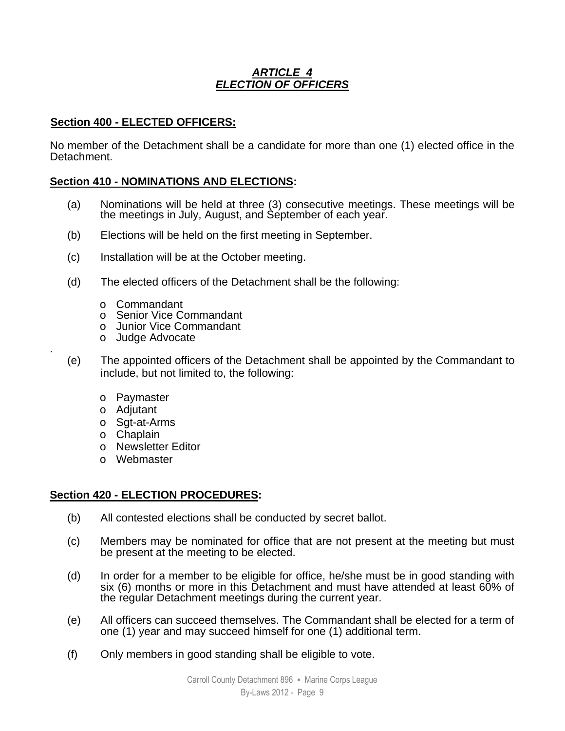## *ARTICLE 4*
## *ELECTION OF OFFICERS*

### Section 400 - ELECTED OFFICERS:

No member of the Detachment shall be a candidate for more than one (1) elected office in the Detachment.

### Section 410 - NOMINATIONS AND ELECTIONS:

(a) Nominations will be held at three (3) consecutive meetings. These meetings will be the meetings in July, August, and September of each year.

(b) Elections will be held on the first meeting in September.

(c) Installation will be at the October meeting.

(d) The elected officers of the Detachment shall be the following:

- Commandant
- Senior Vice Commandant
- Junior Vice Commandant
- Judge Advocate

(e) The appointed officers of the Detachment shall be appointed by the Commandant to include, but not limited to, the following:

- Paymaster
- Adjutant
- Sgt-at-Arms
- Chaplain
- Newsletter Editor
- Webmaster

### Section 420 - ELECTION PROCEDURES:

(b) All contested elections shall be conducted by secret ballot.

(c) Members may be nominated for office that are not present at the meeting but must be present at the meeting to be elected.

(d) In order for a member to be eligible for office, he/she must be in good standing with six (6) months or more in this Detachment and must have attended at least 60% of the regular Detachment meetings during the current year.

(e) All officers can succeed themselves. The Commandant shall be elected for a term of one (1) year and may succeed himself for one (1) additional term.

(f) Only members in good standing shall be eligible to vote.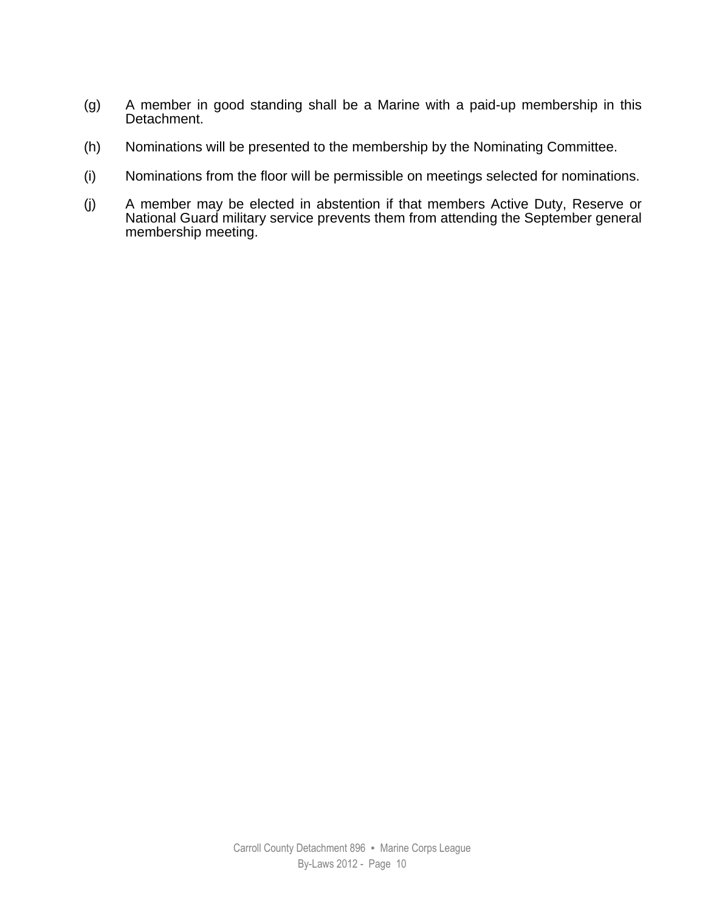(g) A member in good standing shall be a Marine with a paid-up membership in this Detachment.

(h) Nominations will be presented to the membership by the Nominating Committee.

(i) Nominations from the floor will be permissible on meetings selected for nominations.

(j) A member may be elected in abstention if that members Active Duty, Reserve or National Guard military service prevents them from attending the September general membership meeting.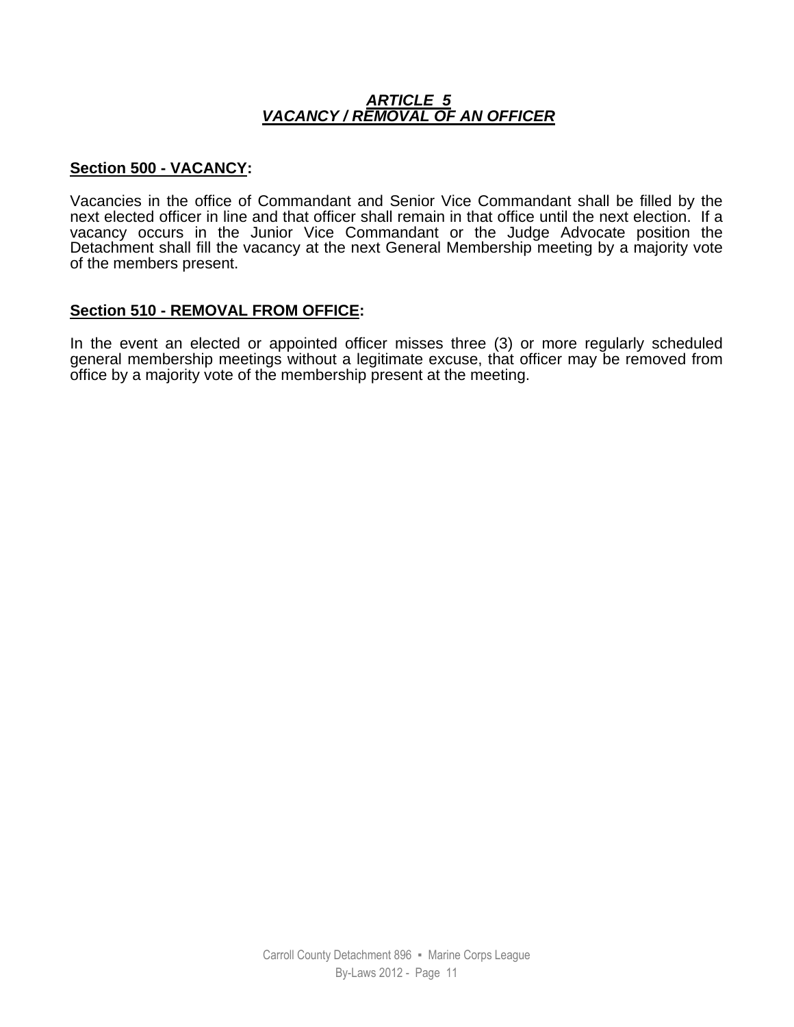## *ARTICLE 5*
## *VACANCY / REMOVAL OF AN OFFICER*

**Section 500 - VACANCY:**

Vacancies in the office of Commandant and Senior Vice Commandant shall be filled by the next elected officer in line and that officer shall remain in that office until the next election. If a vacancy occurs in the Junior Vice Commandant or the Judge Advocate position the Detachment shall fill the vacancy at the next General Membership meeting by a majority vote of the members present.

**Section 510 - REMOVAL FROM OFFICE:**

In the event an elected or appointed officer misses three (3) or more regularly scheduled general membership meetings without a legitimate excuse, that officer may be removed from office by a majority vote of the membership present at the meeting.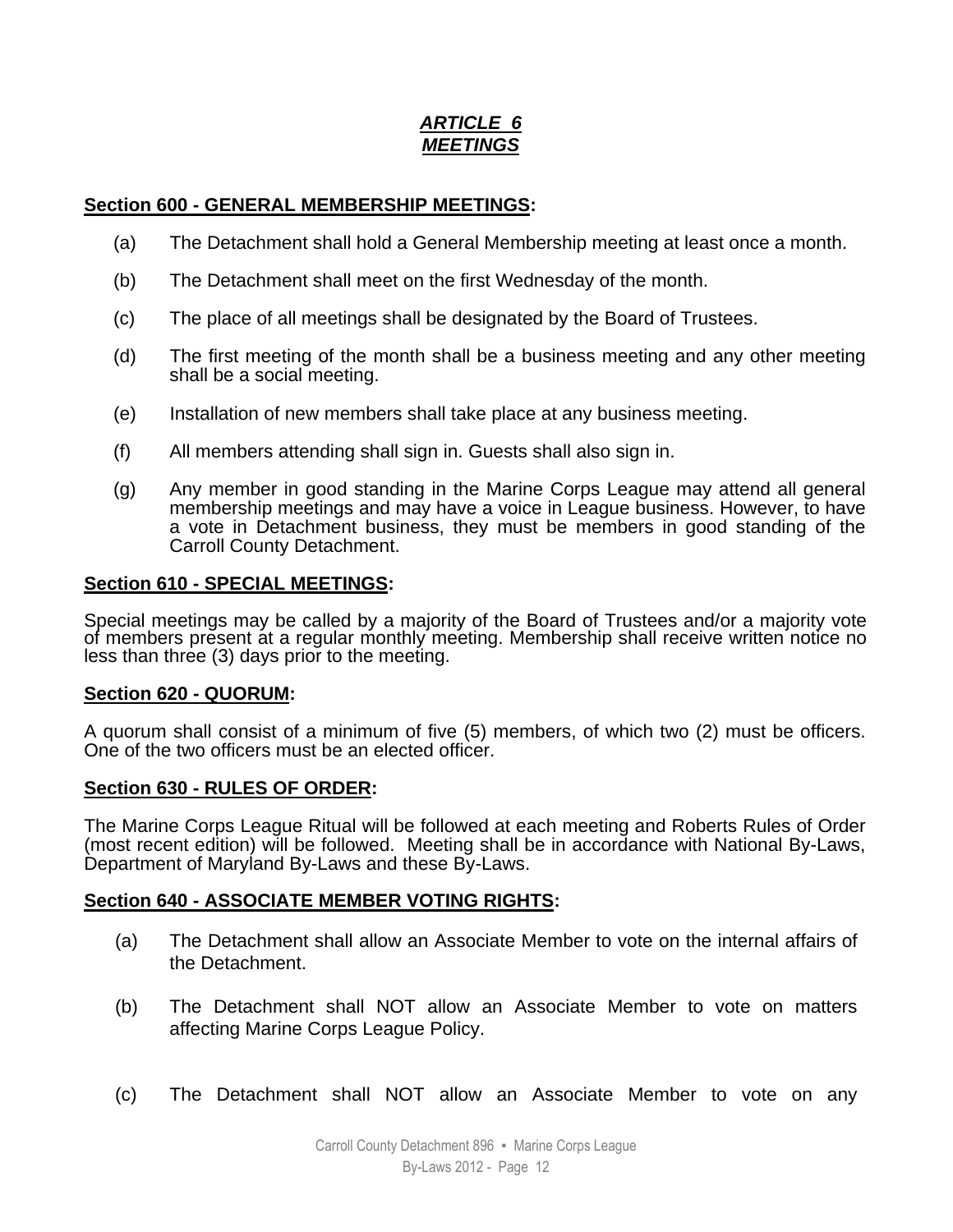# ***ARTICLE 6***
# ***MEETINGS***

**Section 600 - GENERAL MEMBERSHIP MEETINGS:**

(a) The Detachment shall hold a General Membership meeting at least once a month.

(b) The Detachment shall meet on the first Wednesday of the month.

(c) The place of all meetings shall be designated by the Board of Trustees.

(d) The first meeting of the month shall be a business meeting and any other meeting shall be a social meeting.

(e) Installation of new members shall take place at any business meeting.

(f) All members attending shall sign in. Guests shall also sign in.

(g) Any member in good standing in the Marine Corps League may attend all general membership meetings and may have a voice in League business. However, to have a vote in Detachment business, they must be members in good standing of the Carroll County Detachment.

**Section 610 - SPECIAL MEETINGS:**

Special meetings may be called by a majority of the Board of Trustees and/or a majority vote of members present at a regular monthly meeting. Membership shall receive written notice no less than three (3) days prior to the meeting.

**Section 620 - QUORUM:**

A quorum shall consist of a minimum of five (5) members, of which two (2) must be officers. One of the two officers must be an elected officer.

**Section 630 - RULES OF ORDER:**

The Marine Corps League Ritual will be followed at each meeting and Roberts Rules of Order (most recent edition) will be followed. Meeting shall be in accordance with National By-Laws, Department of Maryland By-Laws and these By-Laws.

**Section 640 - ASSOCIATE MEMBER VOTING RIGHTS:**

(a) The Detachment shall allow an Associate Member to vote on the internal affairs of the Detachment.

(b) The Detachment shall NOT allow an Associate Member to vote on matters affecting Marine Corps League Policy.

(c) The Detachment shall NOT allow an Associate Member to vote on any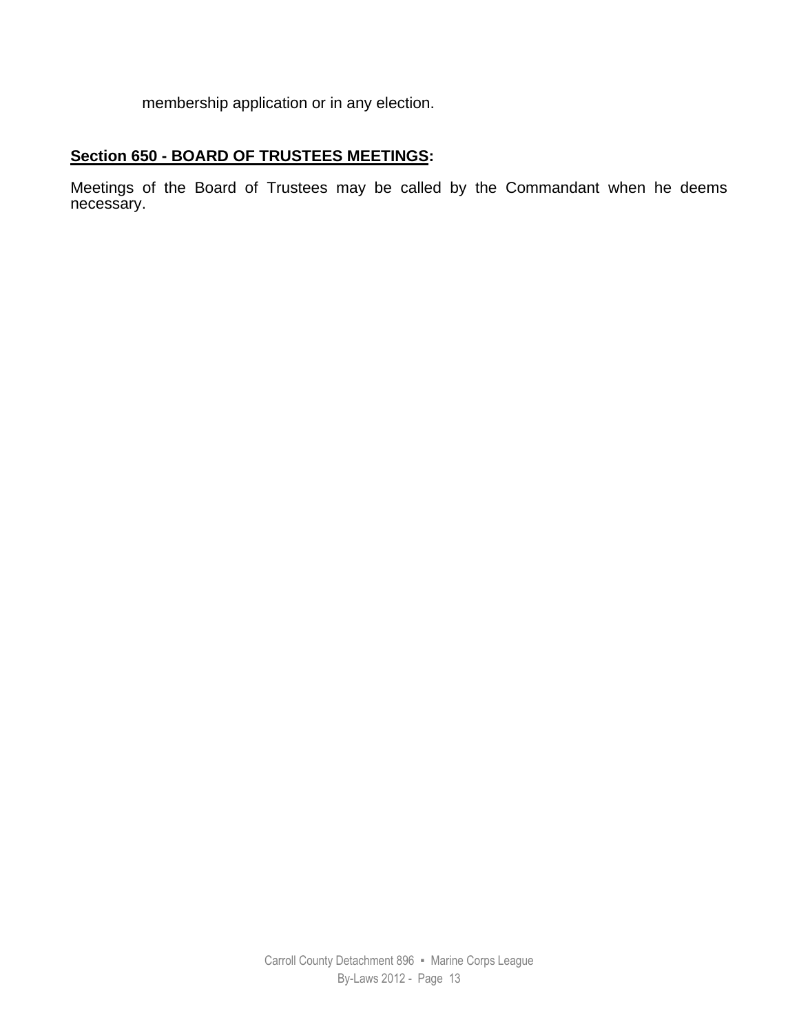membership application or in any election.

## Section 650 - BOARD OF TRUSTEES MEETINGS:

Meetings of the Board of Trustees may be called by the Commandant when he deems necessary.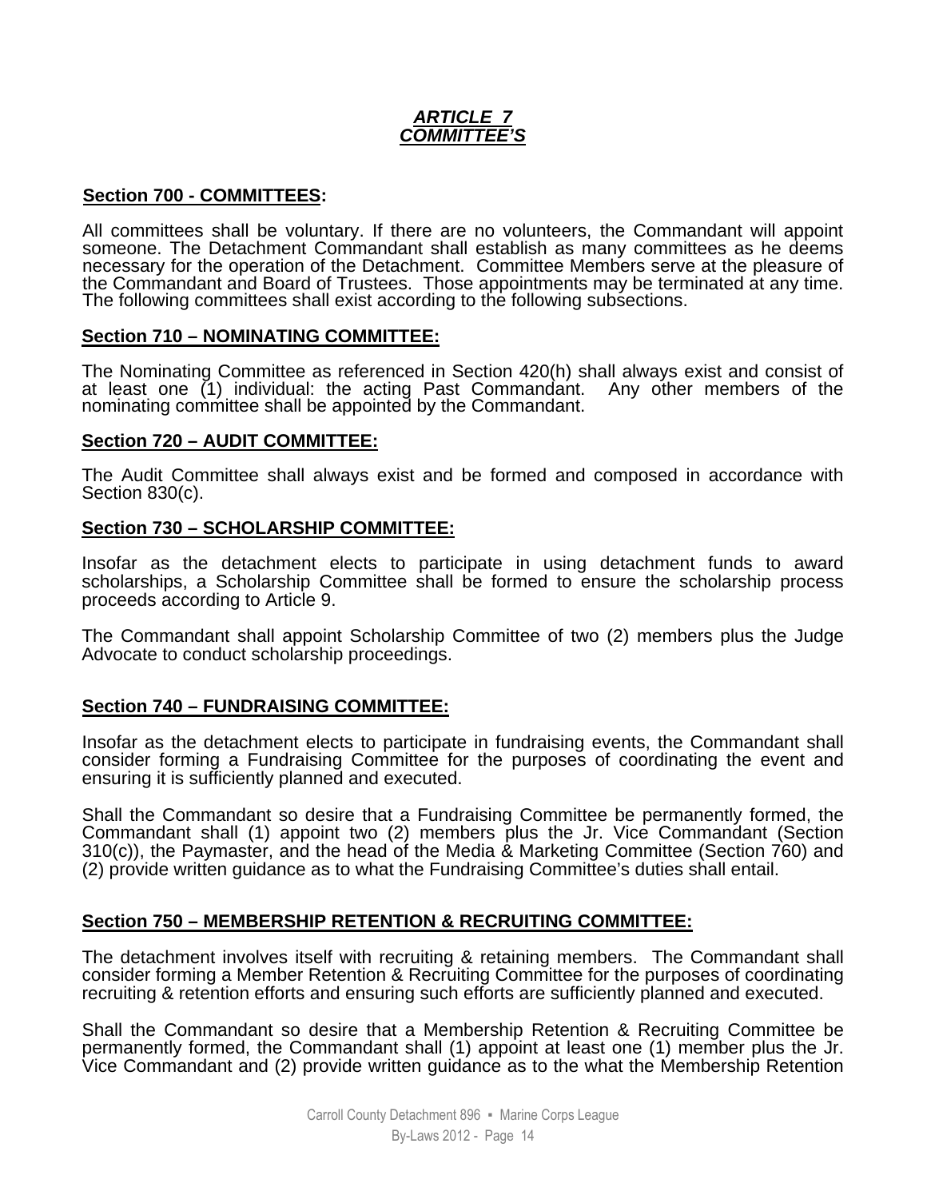## *ARTICLE 7*
## *COMMITTEE'S*

### Section 700 - COMMITTEES:

All committees shall be voluntary. If there are no volunteers, the Commandant will appoint someone. The Detachment Commandant shall establish as many committees as he deems necessary for the operation of the Detachment. Committee Members serve at the pleasure of the Commandant and Board of Trustees. Those appointments may be terminated at any time. The following committees shall exist according to the following subsections.

### Section 710 – NOMINATING COMMITTEE:

The Nominating Committee as referenced in Section 420(h) shall always exist and consist of at least one (1) individual: the acting Past Commandant. Any other members of the nominating committee shall be appointed by the Commandant.

### Section 720 – AUDIT COMMITTEE:

The Audit Committee shall always exist and be formed and composed in accordance with Section 830(c).

### Section 730 – SCHOLARSHIP COMMITTEE:

Insofar as the detachment elects to participate in using detachment funds to award scholarships, a Scholarship Committee shall be formed to ensure the scholarship process proceeds according to Article 9.

The Commandant shall appoint Scholarship Committee of two (2) members plus the Judge Advocate to conduct scholarship proceedings.

### Section 740 – FUNDRAISING COMMITTEE:

Insofar as the detachment elects to participate in fundraising events, the Commandant shall consider forming a Fundraising Committee for the purposes of coordinating the event and ensuring it is sufficiently planned and executed.

Shall the Commandant so desire that a Fundraising Committee be permanently formed, the Commandant shall (1) appoint two (2) members plus the Jr. Vice Commandant (Section 310(c)), the Paymaster, and the head of the Media & Marketing Committee (Section 760) and (2) provide written guidance as to what the Fundraising Committee's duties shall entail.

### Section 750 – MEMBERSHIP RETENTION & RECRUITING COMMITTEE:

The detachment involves itself with recruiting & retaining members. The Commandant shall consider forming a Member Retention & Recruiting Committee for the purposes of coordinating recruiting & retention efforts and ensuring such efforts are sufficiently planned and executed.

Shall the Commandant so desire that a Membership Retention & Recruiting Committee be permanently formed, the Commandant shall (1) appoint at least one (1) member plus the Jr. Vice Commandant and (2) provide written guidance as to the what the Membership Retention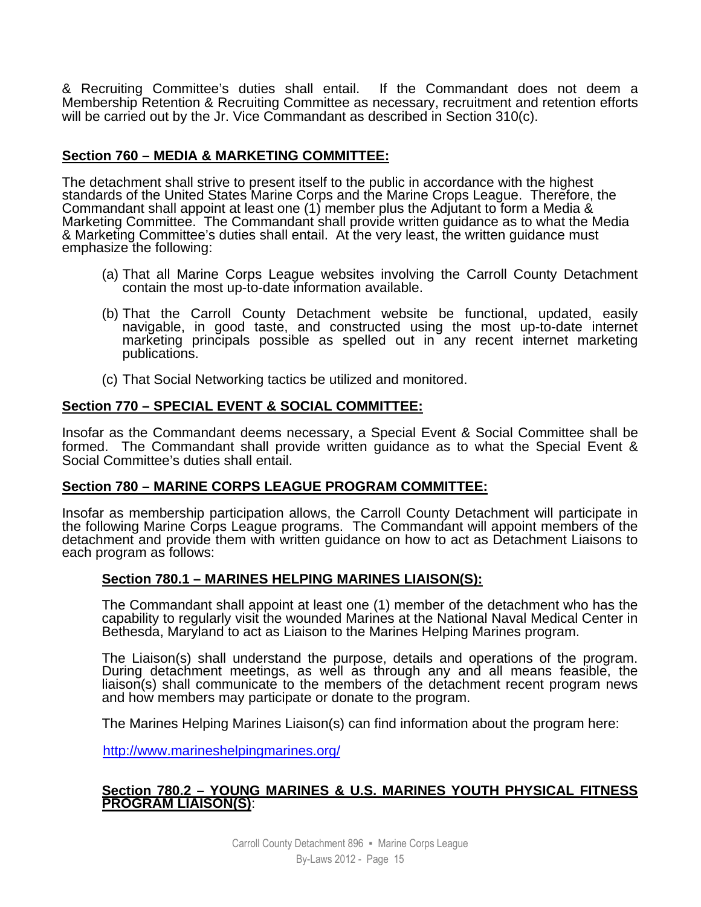& Recruiting Committee's duties shall entail. If the Commandant does not deem a Membership Retention & Recruiting Committee as necessary, recruitment and retention efforts will be carried out by the Jr. Vice Commandant as described in Section 310(c).

## Section 760 – MEDIA & MARKETING COMMITTEE:

The detachment shall strive to present itself to the public in accordance with the highest standards of the United States Marine Corps and the Marine Crops League. Therefore, the Commandant shall appoint at least one (1) member plus the Adjutant to form a Media & Marketing Committee. The Commandant shall provide written guidance as to what the Media & Marketing Committee's duties shall entail. At the very least, the written guidance must emphasize the following:

(a) That all Marine Corps League websites involving the Carroll County Detachment contain the most up-to-date information available.

(b) That the Carroll County Detachment website be functional, updated, easily navigable, in good taste, and constructed using the most up-to-date internet marketing principals possible as spelled out in any recent internet marketing publications.

(c) That Social Networking tactics be utilized and monitored.

## Section 770 – SPECIAL EVENT & SOCIAL COMMITTEE:

Insofar as the Commandant deems necessary, a Special Event & Social Committee shall be formed. The Commandant shall provide written guidance as to what the Special Event & Social Committee's duties shall entail.

## Section 780 – MARINE CORPS LEAGUE PROGRAM COMMITTEE:

Insofar as membership participation allows, the Carroll County Detachment will participate in the following Marine Corps League programs. The Commandant will appoint members of the detachment and provide them with written guidance on how to act as Detachment Liaisons to each program as follows:

### Section 780.1 – MARINES HELPING MARINES LIAISON(S):

The Commandant shall appoint at least one (1) member of the detachment who has the capability to regularly visit the wounded Marines at the National Naval Medical Center in Bethesda, Maryland to act as Liaison to the Marines Helping Marines program.

The Liaison(s) shall understand the purpose, details and operations of the program. During detachment meetings, as well as through any and all means feasible, the liaison(s) shall communicate to the members of the detachment recent program news and how members may participate or donate to the program.

The Marines Helping Marines Liaison(s) can find information about the program here:

http://www.marineshelpingmarines.org/

### Section 780.2 – YOUNG MARINES & U.S. MARINES YOUTH PHYSICAL FITNESS PROGRAM LIAISON(S):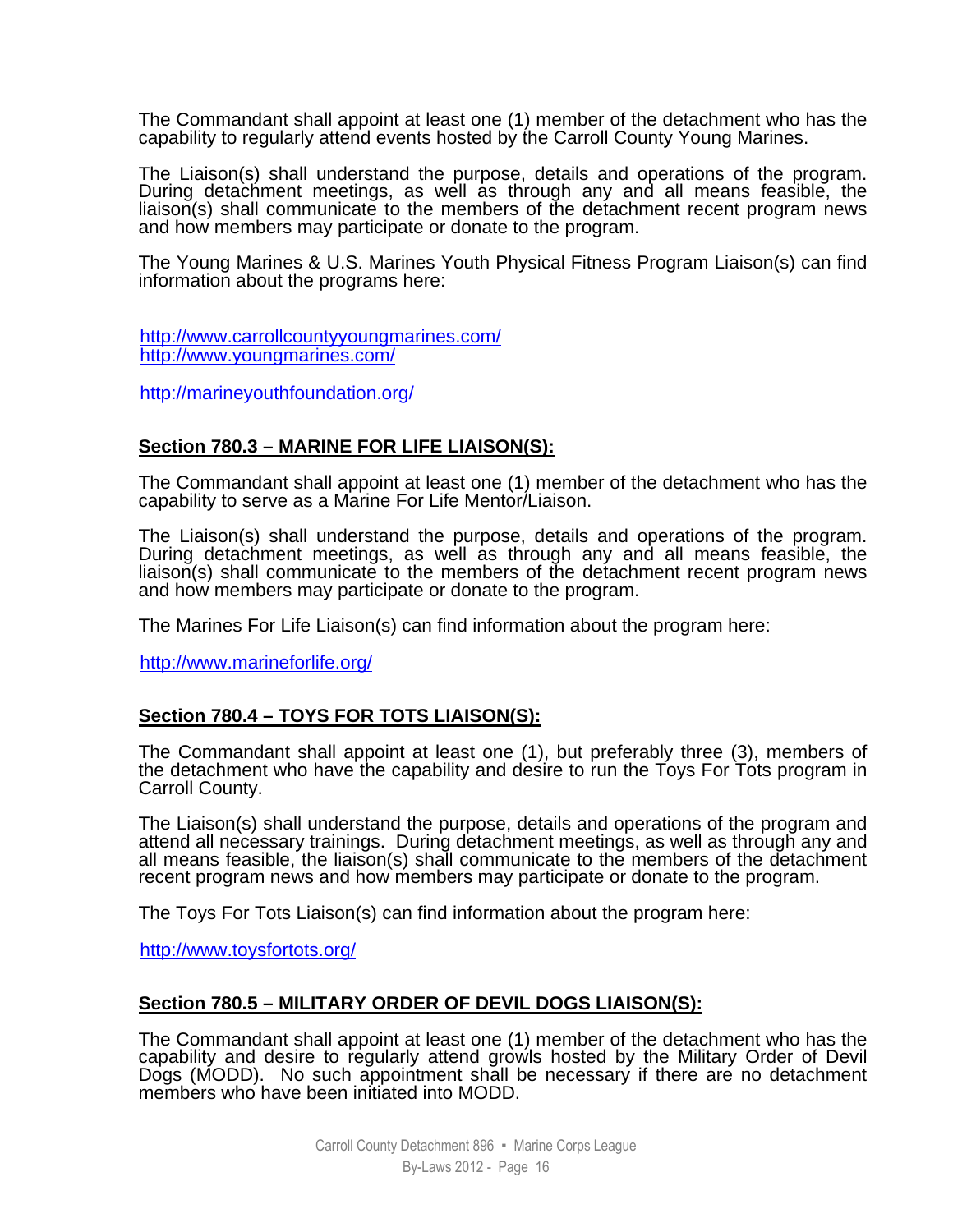The Commandant shall appoint at least one (1) member of the detachment who has the capability to regularly attend events hosted by the Carroll County Young Marines.

The Liaison(s) shall understand the purpose, details and operations of the program. During detachment meetings, as well as through any and all means feasible, the liaison(s) shall communicate to the members of the detachment recent program news and how members may participate or donate to the program.

The Young Marines & U.S. Marines Youth Physical Fitness Program Liaison(s) can find information about the programs here:

http://www.carrollcountyyoungmarines.com/
http://www.youngmarines.com/

http://marineyouthfoundation.org/

**Section 780.3 – MARINE FOR LIFE LIAISON(S):**

The Commandant shall appoint at least one (1) member of the detachment who has the capability to serve as a Marine For Life Mentor/Liaison.

The Liaison(s) shall understand the purpose, details and operations of the program. During detachment meetings, as well as through any and all means feasible, the liaison(s) shall communicate to the members of the detachment recent program news and how members may participate or donate to the program.

The Marines For Life Liaison(s) can find information about the program here:

http://www.marineforlife.org/

**Section 780.4 – TOYS FOR TOTS LIAISON(S):**

The Commandant shall appoint at least one (1), but preferably three (3), members of the detachment who have the capability and desire to run the Toys For Tots program in Carroll County.

The Liaison(s) shall understand the purpose, details and operations of the program and attend all necessary trainings. During detachment meetings, as well as through any and all means feasible, the liaison(s) shall communicate to the members of the detachment recent program news and how members may participate or donate to the program.

The Toys For Tots Liaison(s) can find information about the program here:

http://www.toysfortots.org/

**Section 780.5 – MILITARY ORDER OF DEVIL DOGS LIAISON(S):**

The Commandant shall appoint at least one (1) member of the detachment who has the capability and desire to regularly attend growls hosted by the Military Order of Devil Dogs (MODD). No such appointment shall be necessary if there are no detachment members who have been initiated into MODD.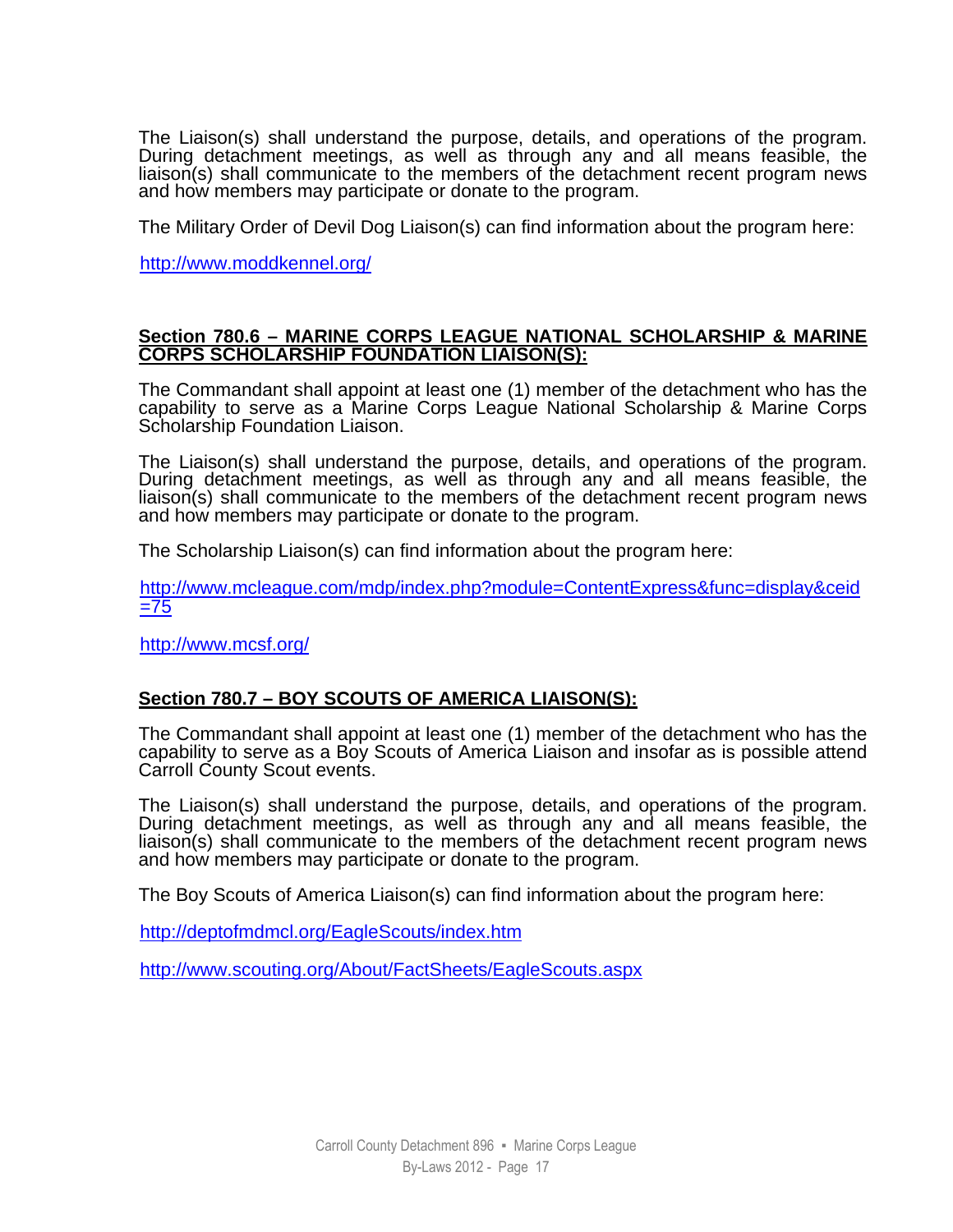The Liaison(s) shall understand the purpose, details, and operations of the program. During detachment meetings, as well as through any and all means feasible, the liaison(s) shall communicate to the members of the detachment recent program news and how members may participate or donate to the program.

The Military Order of Devil Dog Liaison(s) can find information about the program here:

http://www.moddkennel.org/

**Section 780.6 – MARINE CORPS LEAGUE NATIONAL SCHOLARSHIP & MARINE CORPS SCHOLARSHIP FOUNDATION LIAISON(S):**

The Commandant shall appoint at least one (1) member of the detachment who has the capability to serve as a Marine Corps League National Scholarship & Marine Corps Scholarship Foundation Liaison.

The Liaison(s) shall understand the purpose, details, and operations of the program. During detachment meetings, as well as through any and all means feasible, the liaison(s) shall communicate to the members of the detachment recent program news and how members may participate or donate to the program.

The Scholarship Liaison(s) can find information about the program here:

http://www.mcleague.com/mdp/index.php?module=ContentExpress&func=display&ceid=75

http://www.mcsf.org/

**Section 780.7 – BOY SCOUTS OF AMERICA LIAISON(S):**

The Commandant shall appoint at least one (1) member of the detachment who has the capability to serve as a Boy Scouts of America Liaison and insofar as is possible attend Carroll County Scout events.

The Liaison(s) shall understand the purpose, details, and operations of the program. During detachment meetings, as well as through any and all means feasible, the liaison(s) shall communicate to the members of the detachment recent program news and how members may participate or donate to the program.

The Boy Scouts of America Liaison(s) can find information about the program here:

http://deptofmdmcl.org/EagleScouts/index.htm

http://www.scouting.org/About/FactSheets/EagleScouts.aspx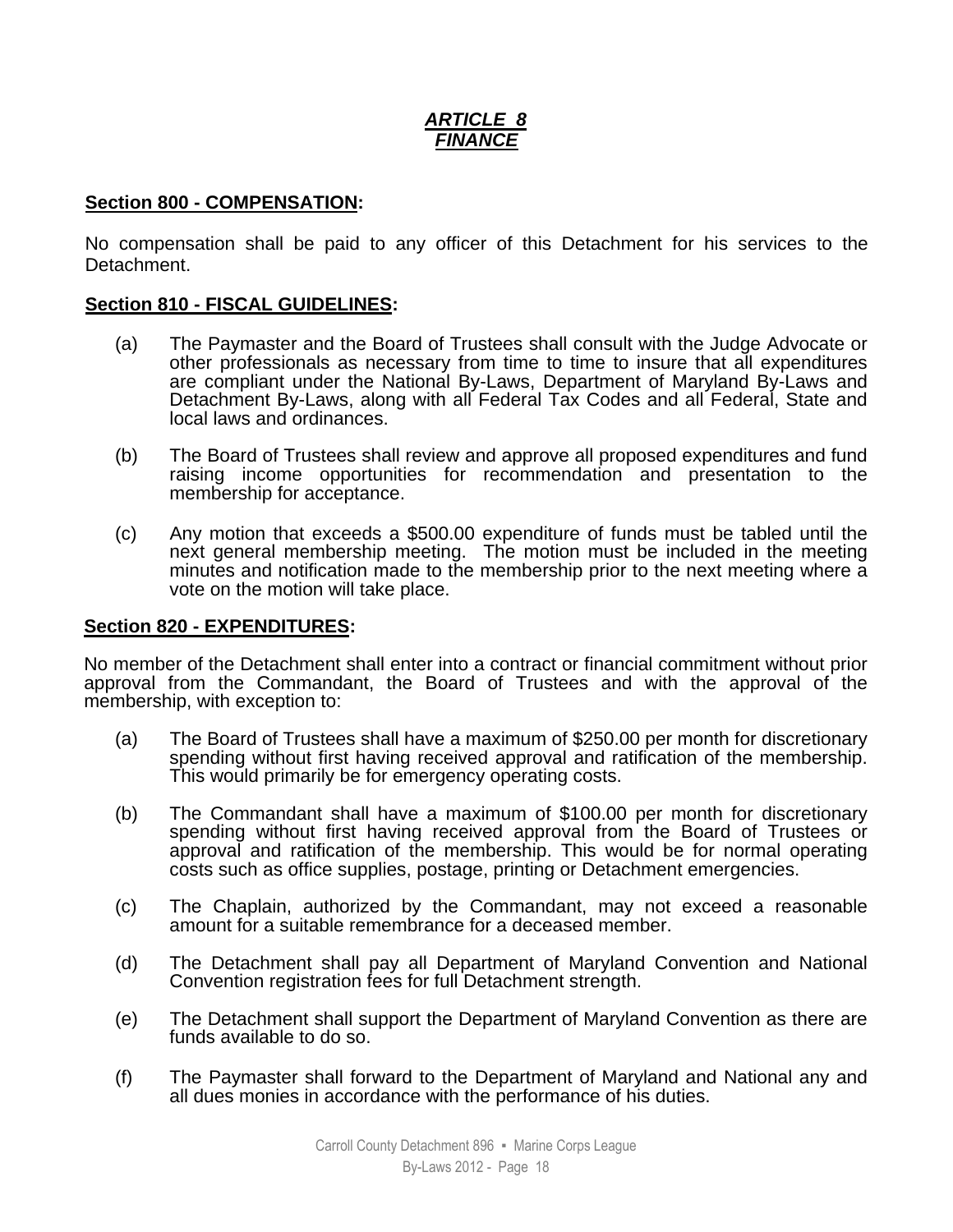## ***ARTICLE 8***
## ***FINANCE***

**Section 800 - COMPENSATION:**

No compensation shall be paid to any officer of this Detachment for his services to the Detachment.

**Section 810 - FISCAL GUIDELINES:**

(a) The Paymaster and the Board of Trustees shall consult with the Judge Advocate or other professionals as necessary from time to time to insure that all expenditures are compliant under the National By-Laws, Department of Maryland By-Laws and Detachment By-Laws, along with all Federal Tax Codes and all Federal, State and local laws and ordinances.

(b) The Board of Trustees shall review and approve all proposed expenditures and fund raising income opportunities for recommendation and presentation to the membership for acceptance.

(c) Any motion that exceeds a $500.00 expenditure of funds must be tabled until the next general membership meeting. The motion must be included in the meeting minutes and notification made to the membership prior to the next meeting where a vote on the motion will take place.

**Section 820 - EXPENDITURES:**

No member of the Detachment shall enter into a contract or financial commitment without prior approval from the Commandant, the Board of Trustees and with the approval of the membership, with exception to:

(a) The Board of Trustees shall have a maximum of $250.00 per month for discretionary spending without first having received approval and ratification of the membership. This would primarily be for emergency operating costs.

(b) The Commandant shall have a maximum of $100.00 per month for discretionary spending without first having received approval from the Board of Trustees or approval and ratification of the membership. This would be for normal operating costs such as office supplies, postage, printing or Detachment emergencies.

(c) The Chaplain, authorized by the Commandant, may not exceed a reasonable amount for a suitable remembrance for a deceased member.

(d) The Detachment shall pay all Department of Maryland Convention and National Convention registration fees for full Detachment strength.

(e) The Detachment shall support the Department of Maryland Convention as there are funds available to do so.

(f) The Paymaster shall forward to the Department of Maryland and National any and all dues monies in accordance with the performance of his duties.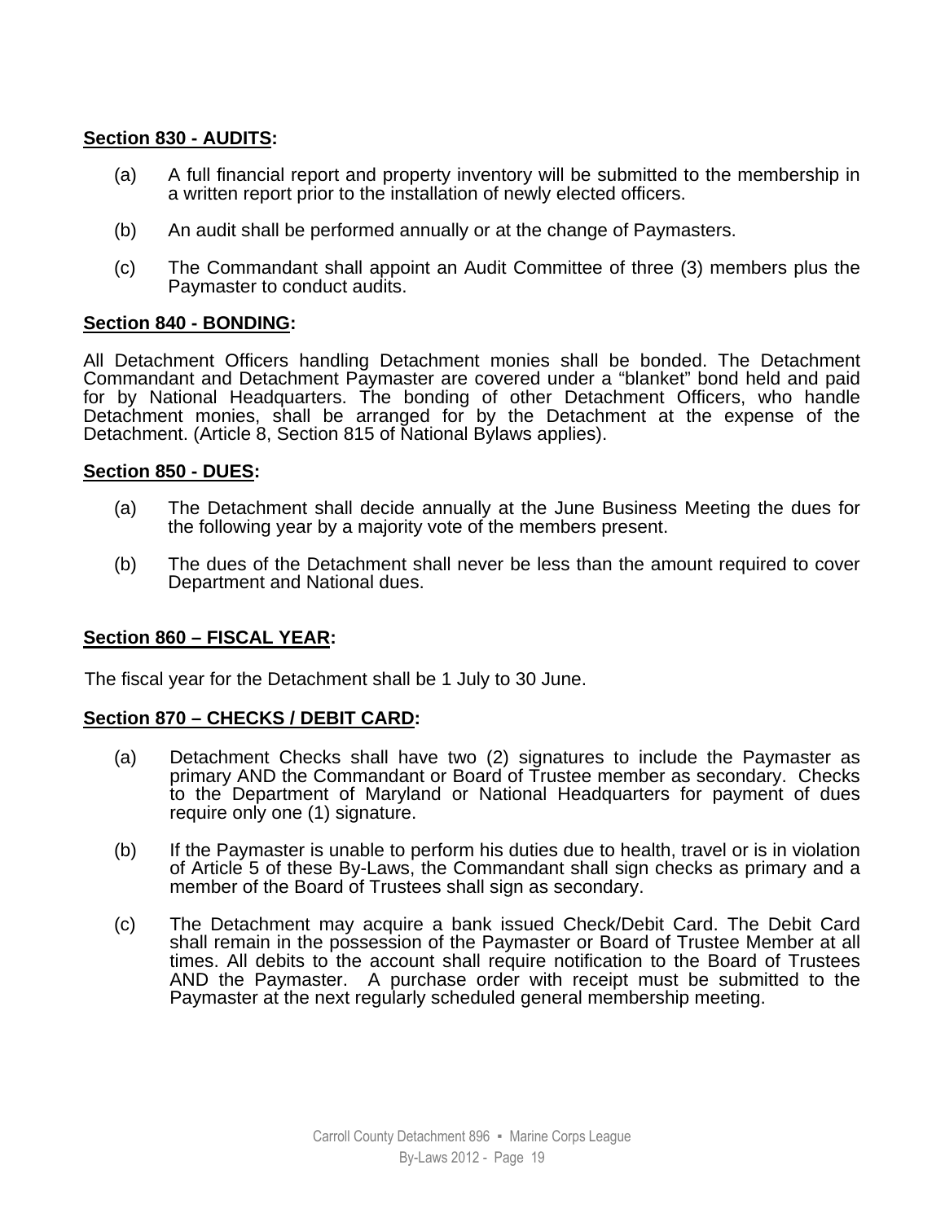**Section 830 - AUDITS:**

(a) A full financial report and property inventory will be submitted to the membership in a written report prior to the installation of newly elected officers.

(b) An audit shall be performed annually or at the change of Paymasters.

(c) The Commandant shall appoint an Audit Committee of three (3) members plus the Paymaster to conduct audits.

**Section 840 - BONDING:**

All Detachment Officers handling Detachment monies shall be bonded. The Detachment Commandant and Detachment Paymaster are covered under a "blanket" bond held and paid for by National Headquarters. The bonding of other Detachment Officers, who handle Detachment monies, shall be arranged for by the Detachment at the expense of the Detachment. (Article 8, Section 815 of National Bylaws applies).

**Section 850 - DUES:**

(a) The Detachment shall decide annually at the June Business Meeting the dues for the following year by a majority vote of the members present.

(b) The dues of the Detachment shall never be less than the amount required to cover Department and National dues.

**Section 860 – FISCAL YEAR:**

The fiscal year for the Detachment shall be 1 July to 30 June.

**Section 870 – CHECKS / DEBIT CARD:**

(a) Detachment Checks shall have two (2) signatures to include the Paymaster as primary AND the Commandant or Board of Trustee member as secondary. Checks to the Department of Maryland or National Headquarters for payment of dues require only one (1) signature.

(b) If the Paymaster is unable to perform his duties due to health, travel or is in violation of Article 5 of these By-Laws, the Commandant shall sign checks as primary and a member of the Board of Trustees shall sign as secondary.

(c) The Detachment may acquire a bank issued Check/Debit Card. The Debit Card shall remain in the possession of the Paymaster or Board of Trustee Member at all times. All debits to the account shall require notification to the Board of Trustees AND the Paymaster. A purchase order with receipt must be submitted to the Paymaster at the next regularly scheduled general membership meeting.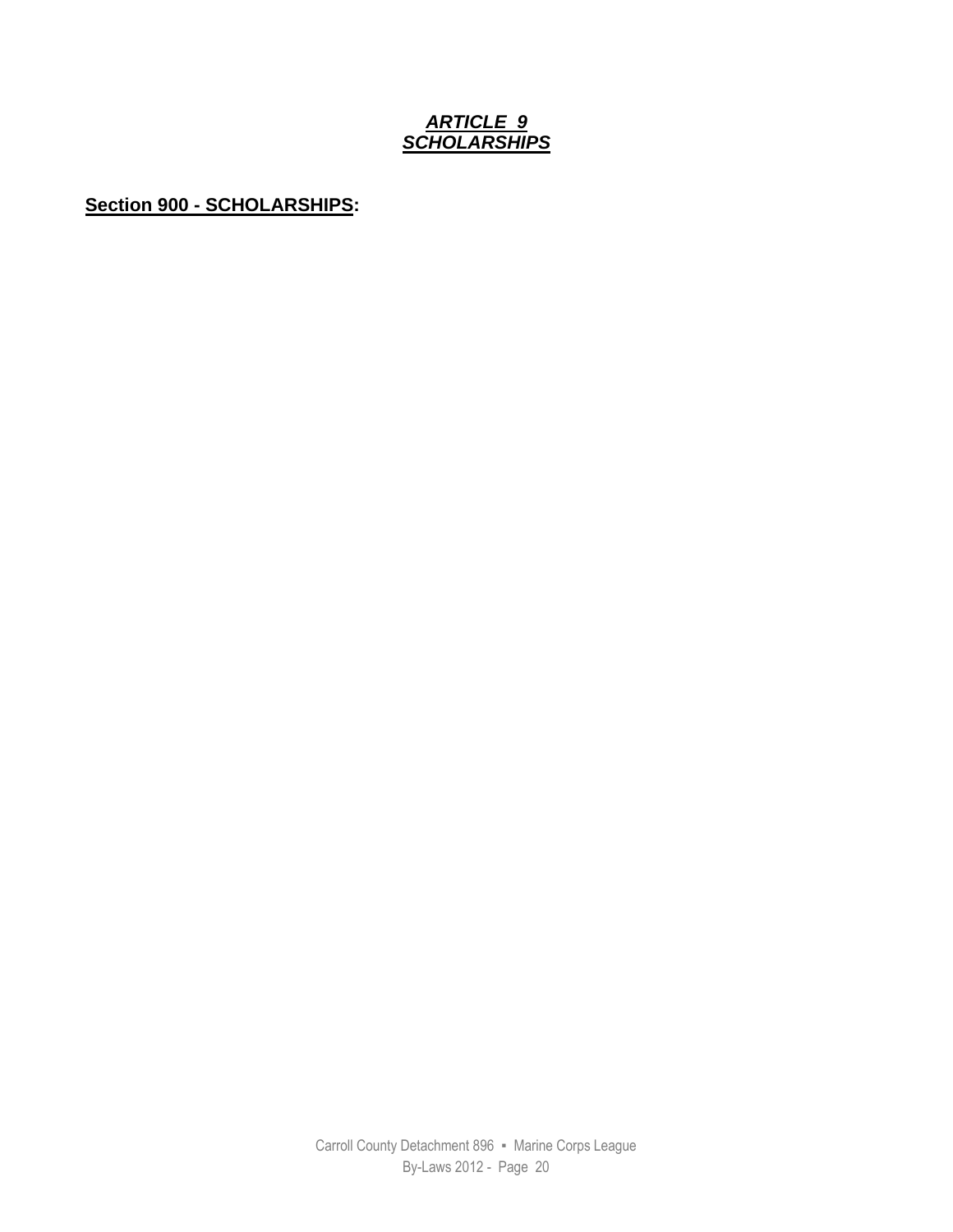# ***ARTICLE 9***
# ***SCHOLARSHIPS***

**Section 900 - SCHOLARSHIPS:**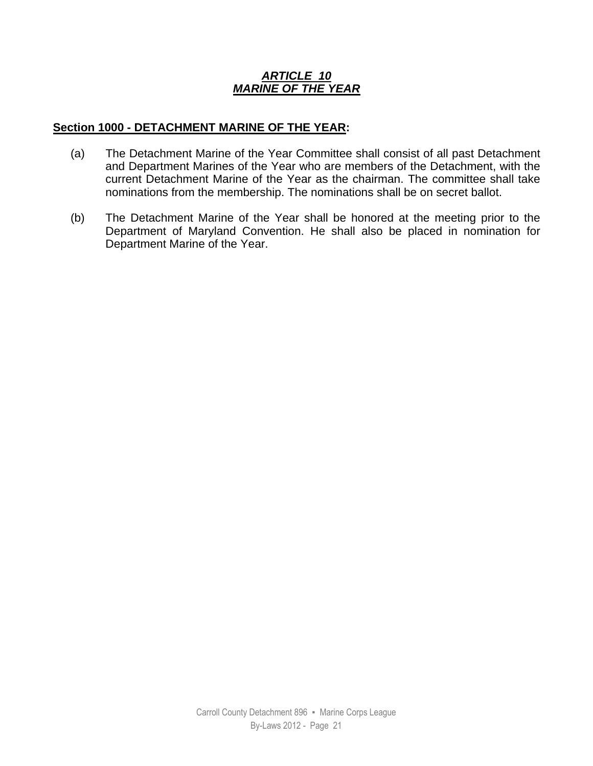# ***ARTICLE 10***
# ***MARINE OF THE YEAR***

## **Section 1000 - DETACHMENT MARINE OF THE YEAR:**

(a) The Detachment Marine of the Year Committee shall consist of all past Detachment and Department Marines of the Year who are members of the Detachment, with the current Detachment Marine of the Year as the chairman. The committee shall take nominations from the membership. The nominations shall be on secret ballot.

(b) The Detachment Marine of the Year shall be honored at the meeting prior to the Department of Maryland Convention. He shall also be placed in nomination for Department Marine of the Year.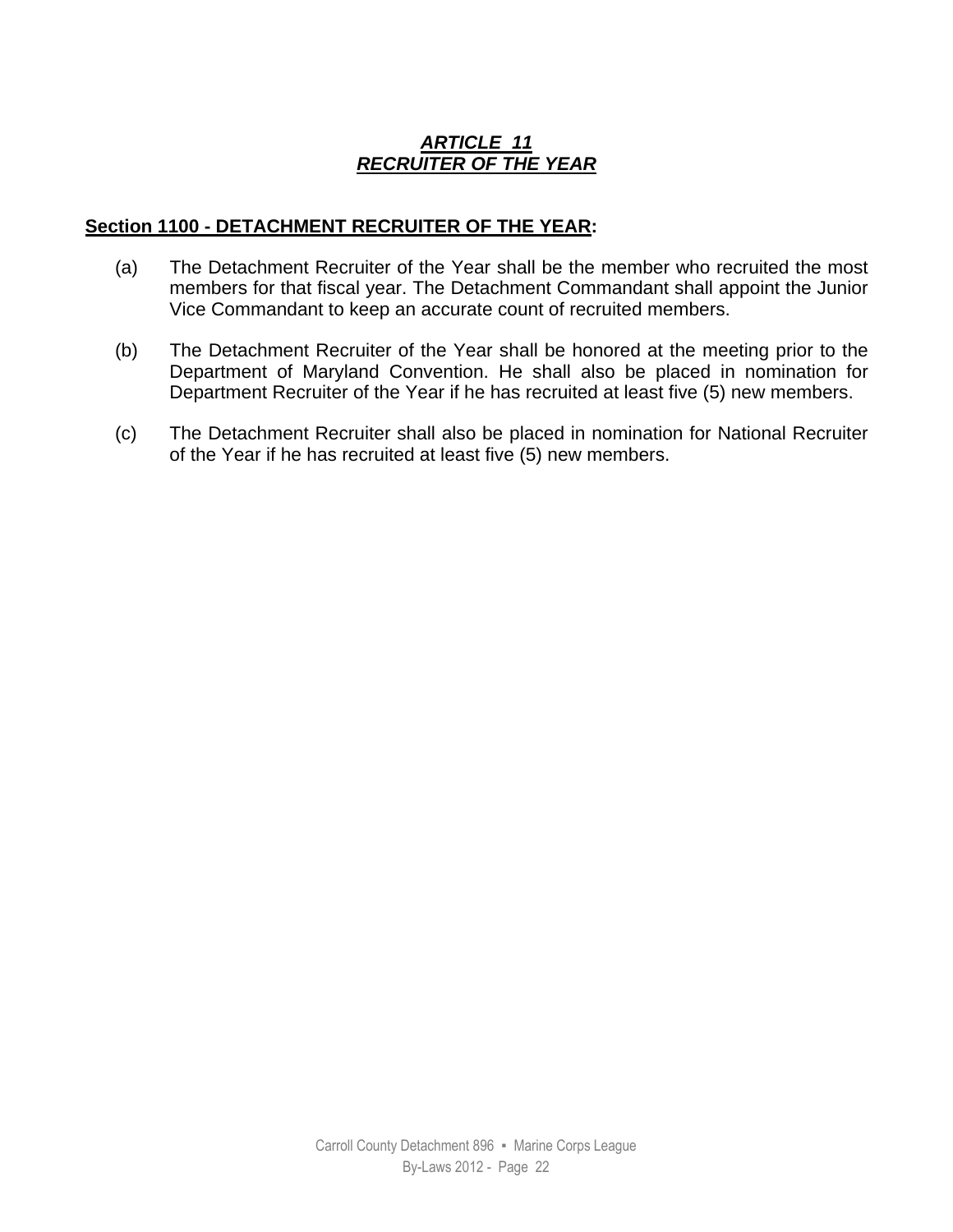# ***ARTICLE 11***
# ***RECRUITER OF THE YEAR***

## Section 1100 - DETACHMENT RECRUITER OF THE YEAR:

(a) The Detachment Recruiter of the Year shall be the member who recruited the most members for that fiscal year. The Detachment Commandant shall appoint the Junior Vice Commandant to keep an accurate count of recruited members.

(b) The Detachment Recruiter of the Year shall be honored at the meeting prior to the Department of Maryland Convention. He shall also be placed in nomination for Department Recruiter of the Year if he has recruited at least five (5) new members.

(c) The Detachment Recruiter shall also be placed in nomination for National Recruiter of the Year if he has recruited at least five (5) new members.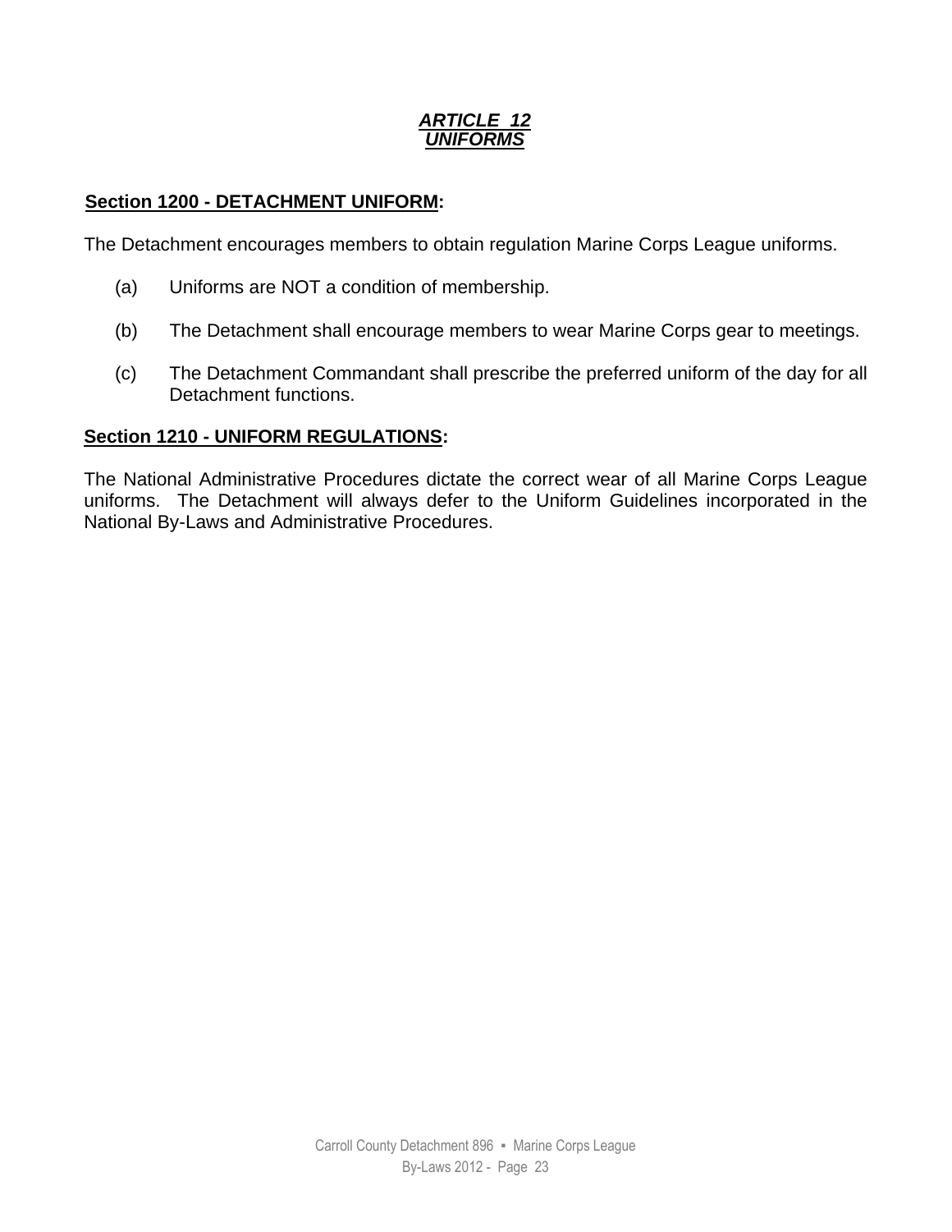# ***ARTICLE 12***
# ***UNIFORMS***

**Section 1200 - DETACHMENT UNIFORM:**

The Detachment encourages members to obtain regulation Marine Corps League uniforms.

(a) Uniforms are NOT a condition of membership.

(b) The Detachment shall encourage members to wear Marine Corps gear to meetings.

(c) The Detachment Commandant shall prescribe the preferred uniform of the day for all Detachment functions.

**Section 1210 - UNIFORM REGULATIONS:**

The National Administrative Procedures dictate the correct wear of all Marine Corps League uniforms. The Detachment will always defer to the Uniform Guidelines incorporated in the National By-Laws and Administrative Procedures.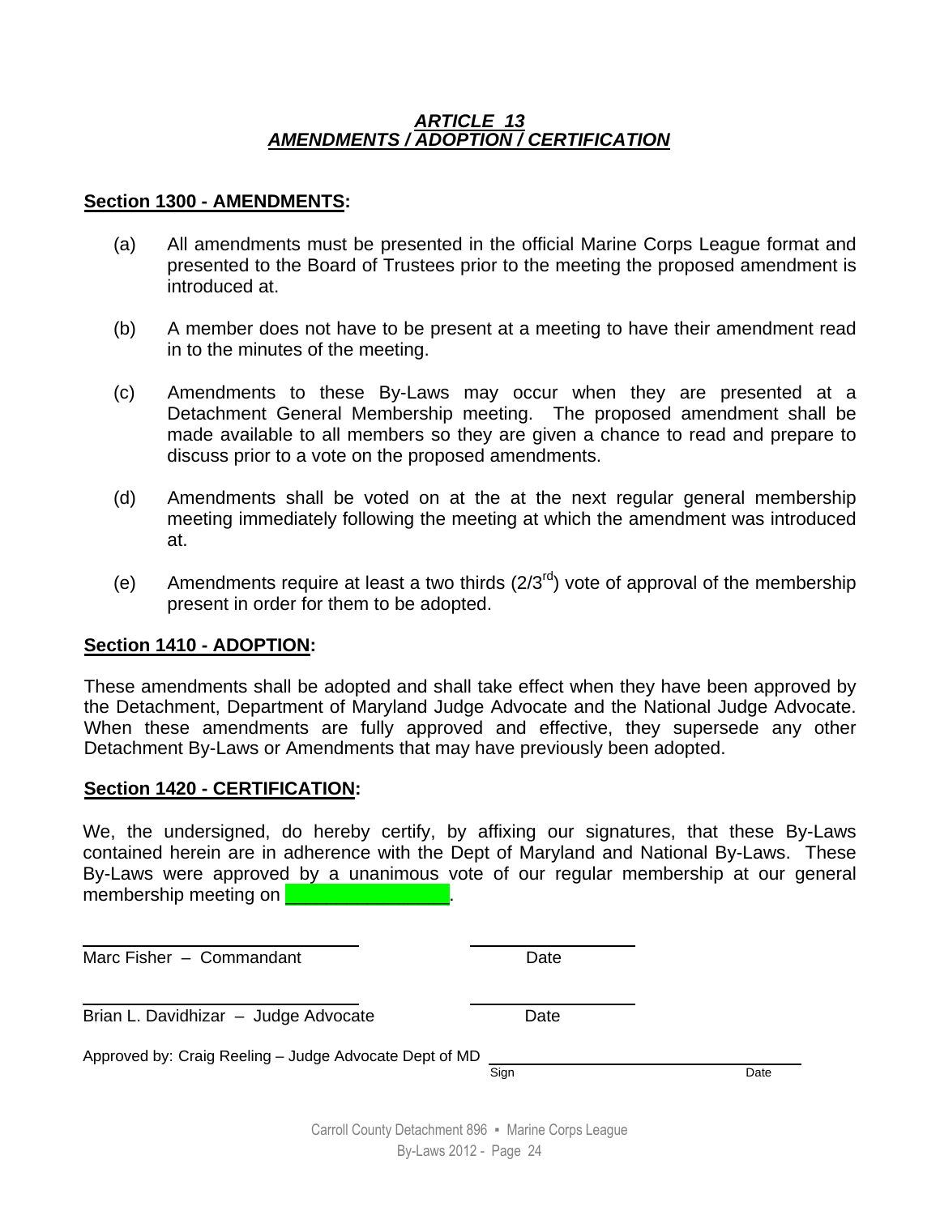## *ARTICLE 13*
## *AMENDMENTS / ADOPTION / CERTIFICATION*

**Section 1300 - AMENDMENTS:**

(a) All amendments must be presented in the official Marine Corps League format and presented to the Board of Trustees prior to the meeting the proposed amendment is introduced at.

(b) A member does not have to be present at a meeting to have their amendment read in to the minutes of the meeting.

(c) Amendments to these By-Laws may occur when they are presented at a Detachment General Membership meeting. The proposed amendment shall be made available to all members so they are given a chance to read and prepare to discuss prior to a vote on the proposed amendments.

(d) Amendments shall be voted on at the at the next regular general membership meeting immediately following the meeting at which the amendment was introduced at.

(e) Amendments require at least a two thirds (2/3rd) vote of approval of the membership present in order for them to be adopted.

**Section 1410 - ADOPTION:**

These amendments shall be adopted and shall take effect when they have been approved by the Detachment, Department of Maryland Judge Advocate and the National Judge Advocate. When these amendments are fully approved and effective, they supersede any other Detachment By-Laws or Amendments that may have previously been adopted.

**Section 1420 - CERTIFICATION:**

We, the undersigned, do hereby certify, by affixing our signatures, that these By-Laws contained herein are in adherence with the Dept of Maryland and National By-Laws. These By-Laws were approved by a unanimous vote of our regular membership at our general membership meeting on ________________.

______________________________ ______________
Marc Fisher – Commandant Date

______________________________ ______________
Brian L. Davidhizar – Judge Advocate Date

Approved by: Craig Reeling – Judge Advocate Dept of MD ______________________________
Sign Date